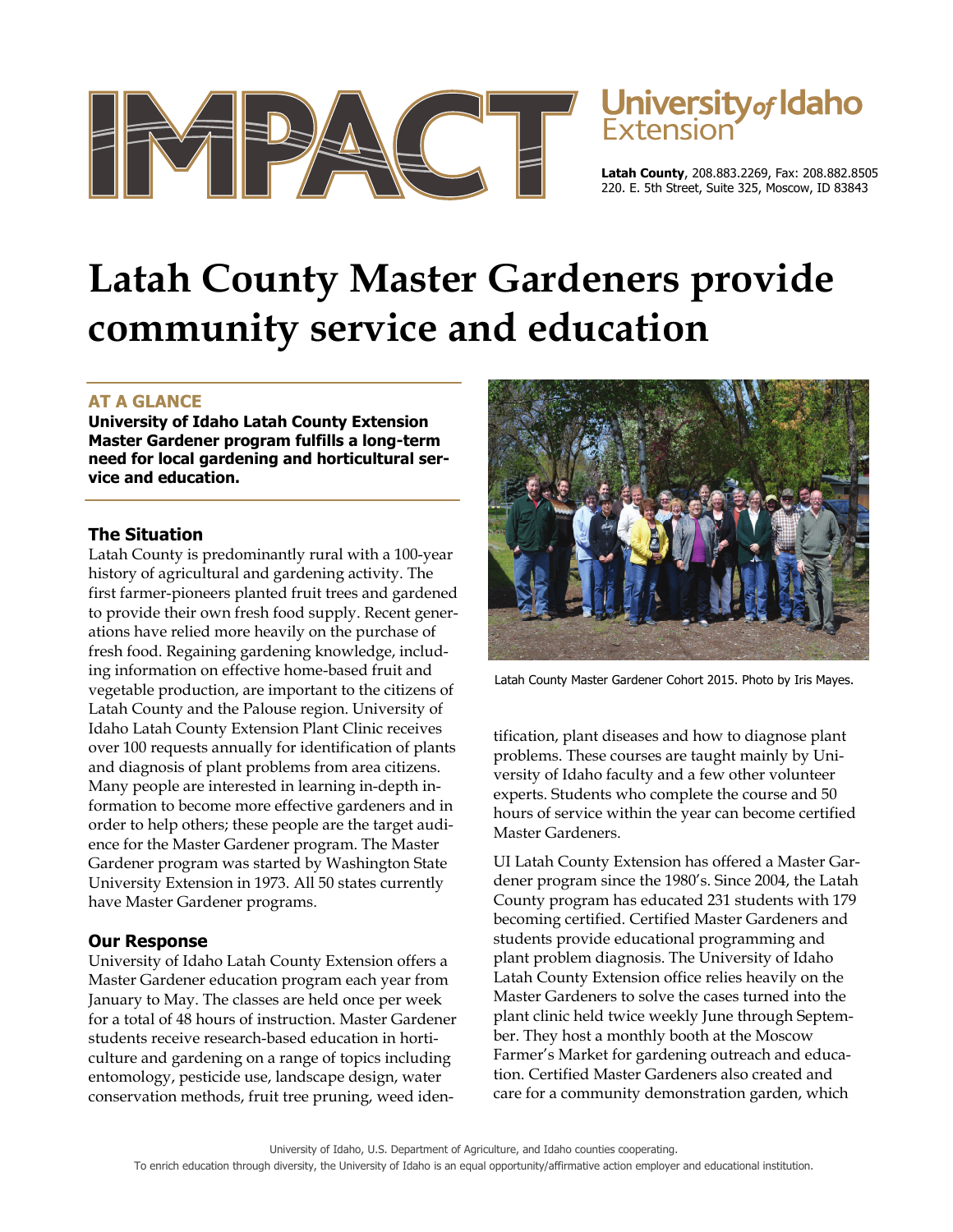IMPACT

University of Idaho Extension

**Latah County**, 208.883.2269, Fax: 208.882.8505
220. E. 5th Street, Suite 325, Moscow, ID 83843

# Latah County Master Gardeners provide community service and education

## AT A GLANCE

**University of Idaho Latah County Extension Master Gardener program fulfills a long-term need for local gardening and horticultural service and education.**

### The Situation

Latah County is predominantly rural with a 100-year history of agricultural and gardening activity. The first farmer-pioneers planted fruit trees and gardened to provide their own fresh food supply. Recent generations have relied more heavily on the purchase of fresh food. Regaining gardening knowledge, including information on effective home-based fruit and vegetable production, are important to the citizens of Latah County and the Palouse region. University of Idaho Latah County Extension Plant Clinic receives over 100 requests annually for identification of plants and diagnosis of plant problems from area citizens. Many people are interested in learning in-depth information to become more effective gardeners and in order to help others; these people are the target audience for the Master Gardener program. The Master Gardener program was started by Washington State University Extension in 1973. All 50 states currently have Master Gardener programs.

### Our Response

University of Idaho Latah County Extension offers a Master Gardener education program each year from January to May. The classes are held once per week for a total of 48 hours of instruction. Master Gardener students receive research-based education in horticulture and gardening on a range of topics including entomology, pesticide use, landscape design, water conservation methods, fruit tree pruning, weed identification, plant diseases and how to diagnose plant problems. These courses are taught mainly by University of Idaho faculty and a few other volunteer experts. Students who complete the course and 50 hours of service within the year can become certified Master Gardeners.

Latah County Master Gardener Cohort 2015. Photo by Iris Mayes.

UI Latah County Extension has offered a Master Gardener program since the 1980's. Since 2004, the Latah County program has educated 231 students with 179 becoming certified. Certified Master Gardeners and students provide educational programming and plant problem diagnosis. The University of Idaho Latah County Extension office relies heavily on the Master Gardeners to solve the cases turned into the plant clinic held twice weekly June through September. They host a monthly booth at the Moscow Farmer's Market for gardening outreach and education. Certified Master Gardeners also created and care for a community demonstration garden, which

University of Idaho, U.S. Department of Agriculture, and Idaho counties cooperating.
To enrich education through diversity, the University of Idaho is an equal opportunity/affirmative action employer and educational institution.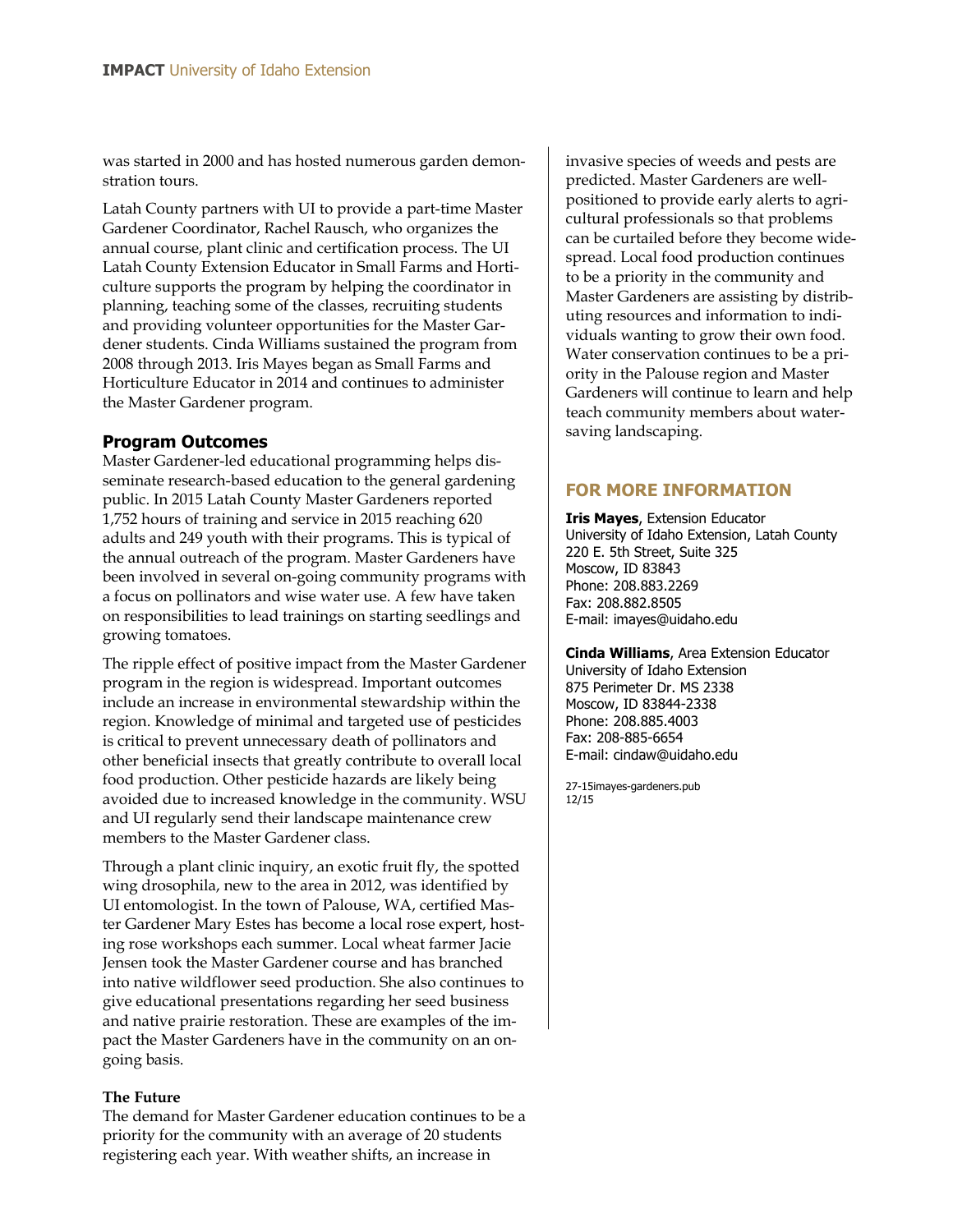was started in 2000 and has hosted numerous garden demonstration tours.

Latah County partners with UI to provide a part-time Master Gardener Coordinator, Rachel Rausch, who organizes the annual course, plant clinic and certification process. The UI Latah County Extension Educator in Small Farms and Horticulture supports the program by helping the coordinator in planning, teaching some of the classes, recruiting students and providing volunteer opportunities for the Master Gardener students. Cinda Williams sustained the program from 2008 through 2013. Iris Mayes began as Small Farms and Horticulture Educator in 2014 and continues to administer the Master Gardener program.

## Program Outcomes

Master Gardener-led educational programming helps disseminate research-based education to the general gardening public. In 2015 Latah County Master Gardeners reported 1,752 hours of training and service in 2015 reaching 620 adults and 249 youth with their programs. This is typical of the annual outreach of the program. Master Gardeners have been involved in several on-going community programs with a focus on pollinators and wise water use. A few have taken on responsibilities to lead trainings on starting seedlings and growing tomatoes.

The ripple effect of positive impact from the Master Gardener program in the region is widespread. Important outcomes include an increase in environmental stewardship within the region. Knowledge of minimal and targeted use of pesticides is critical to prevent unnecessary death of pollinators and other beneficial insects that greatly contribute to overall local food production. Other pesticide hazards are likely being avoided due to increased knowledge in the community. WSU and UI regularly send their landscape maintenance crew members to the Master Gardener class.

Through a plant clinic inquiry, an exotic fruit fly, the spotted wing drosophila, new to the area in 2012, was identified by UI entomologist. In the town of Palouse, WA, certified Master Gardener Mary Estes has become a local rose expert, hosting rose workshops each summer. Local wheat farmer Jacie Jensen took the Master Gardener course and has branched into native wildflower seed production. She also continues to give educational presentations regarding her seed business and native prairie restoration. These are examples of the impact the Master Gardeners have in the community on an ongoing basis.

### The Future

The demand for Master Gardener education continues to be a priority for the community with an average of 20 students registering each year. With weather shifts, an increase in invasive species of weeds and pests are predicted. Master Gardeners are well-positioned to provide early alerts to agricultural professionals so that problems can be curtailed before they become widespread. Local food production continues to be a priority in the community and Master Gardeners are assisting by distributing resources and information to individuals wanting to grow their own food. Water conservation continues to be a priority in the Palouse region and Master Gardeners will continue to learn and help teach community members about water-saving landscaping.

## FOR MORE INFORMATION

**Iris Mayes**, Extension Educator
University of Idaho Extension, Latah County
220 E. 5th Street, Suite 325
Moscow, ID 83843
Phone: 208.883.2269
Fax: 208.882.8505
E-mail: imayes@uidaho.edu

**Cinda Williams**, Area Extension Educator
University of Idaho Extension
875 Perimeter Dr. MS 2338
Moscow, ID 83844-2338
Phone: 208.885.4003
Fax: 208-885-6654
E-mail: cindaw@uidaho.edu

27-15imayes-gardeners.pub
12/15